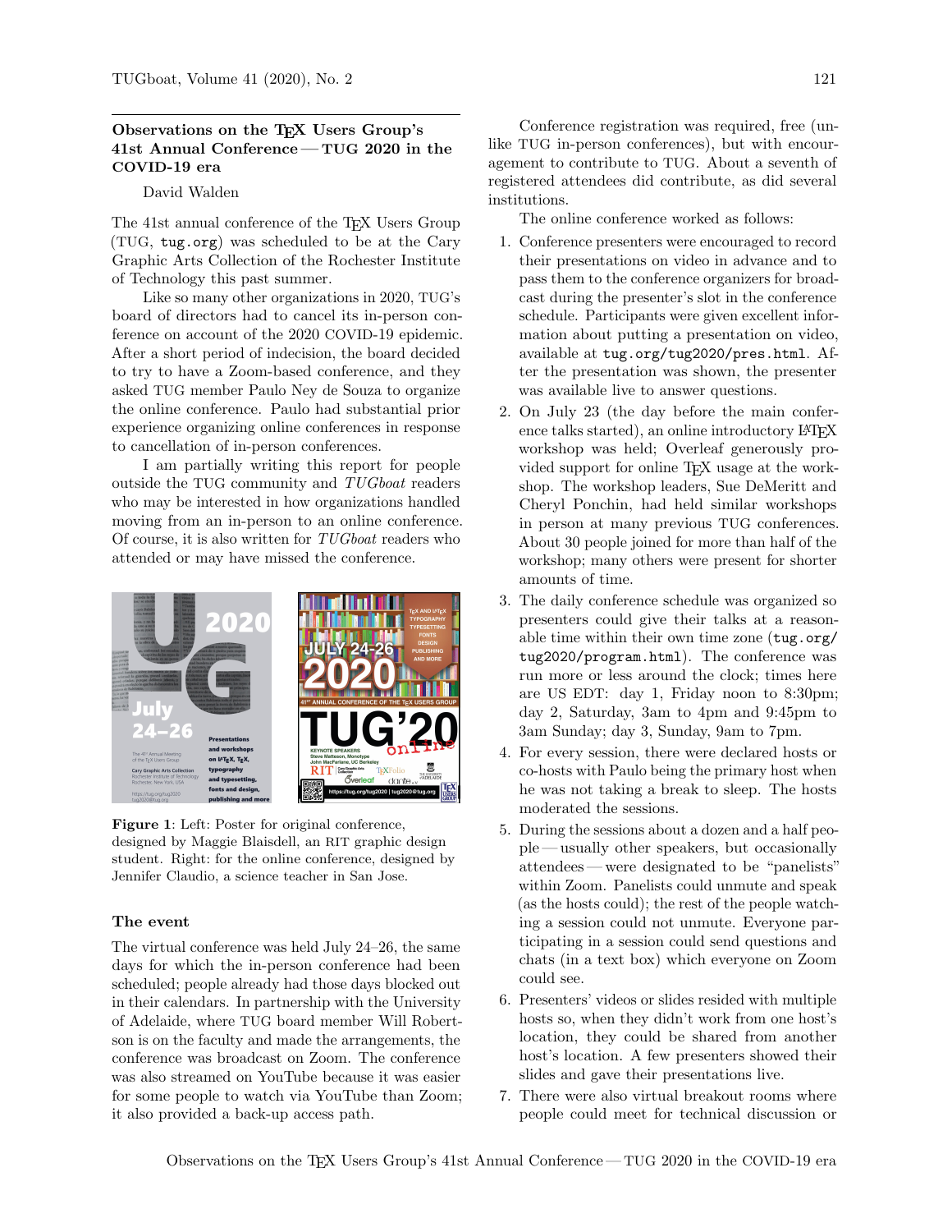## Observations on the TeX Users Group's 41st Annual Conference — TUG 2020 in the COVID-19 era

David Walden

The 41st annual conference of the TeX Users Group (TUG, `tug.org`) was scheduled to be at the Cary Graphic Arts Collection of the Rochester Institute of Technology this past summer.

Like so many other organizations in 2020, TUG's board of directors had to cancel its in-person conference on account of the 2020 COVID-19 epidemic. After a short period of indecision, the board decided to try to have a Zoom-based conference, and they asked TUG member Paulo Ney de Souza to organize the online conference. Paulo had substantial prior experience organizing online conferences in response to cancellation of in-person conferences.

I am partially writing this report for people outside the TUG community and *TUGboat* readers who may be interested in how organizations handled moving from an in-person to an online conference. Of course, it is also written for *TUGboat* readers who attended or may have missed the conference.

**Figure 1**: Left: Poster for original conference, designed by Maggie Blaisdell, an RIT graphic design student. Right: for the online conference, designed by Jennifer Claudio, a science teacher in San Jose.

### The event

The virtual conference was held July 24–26, the same days for which the in-person conference had been scheduled; people already had those days blocked out in their calendars. In partnership with the University of Adelaide, where TUG board member Will Robertson is on the faculty and made the arrangements, the conference was broadcast on Zoom. The conference was also streamed on YouTube because it was easier for some people to watch via YouTube than Zoom; it also provided a back-up access path.

Conference registration was required, free (unlike TUG in-person conferences), but with encouragement to contribute to TUG. About a seventh of registered attendees did contribute, as did several institutions.

The online conference worked as follows:

1. Conference presenters were encouraged to record their presentations on video in advance and to pass them to the conference organizers for broadcast during the presenter's slot in the conference schedule. Participants were given excellent information about putting a presentation on video, available at `tug.org/tug2020/pres.html`. After the presentation was shown, the presenter was available live to answer questions.
2. On July 23 (the day before the main conference talks started), an online introductory LaTeX workshop was held; Overleaf generously provided support for online TeX usage at the workshop. The workshop leaders, Sue DeMeritt and Cheryl Ponchin, had held similar workshops in person at many previous TUG conferences. About 30 people joined for more than half of the workshop; many others were present for shorter amounts of time.
3. The daily conference schedule was organized so presenters could give their talks at a reasonable time within their own time zone (`tug.org/tug2020/program.html`). The conference was run more or less around the clock; times here are US EDT: day 1, Friday noon to 8:30pm; day 2, Saturday, 3am to 4pm and 9:45pm to 3am Sunday; day 3, Sunday, 9am to 7pm.
4. For every session, there were declared hosts or co-hosts with Paulo being the primary host when he was not taking a break to sleep. The hosts moderated the sessions.
5. During the sessions about a dozen and a half people — usually other speakers, but occasionally attendees — were designated to be "panelists" within Zoom. Panelists could unmute and speak (as the hosts could); the rest of the people watching a session could not unmute. Everyone participating in a session could send questions and chats (in a text box) which everyone on Zoom could see.
6. Presenters' videos or slides resided with multiple hosts so, when they didn't work from one host's location, they could be shared from another host's location. A few presenters showed their slides and gave their presentations live.
7. There were also virtual breakout rooms where people could meet for technical discussion or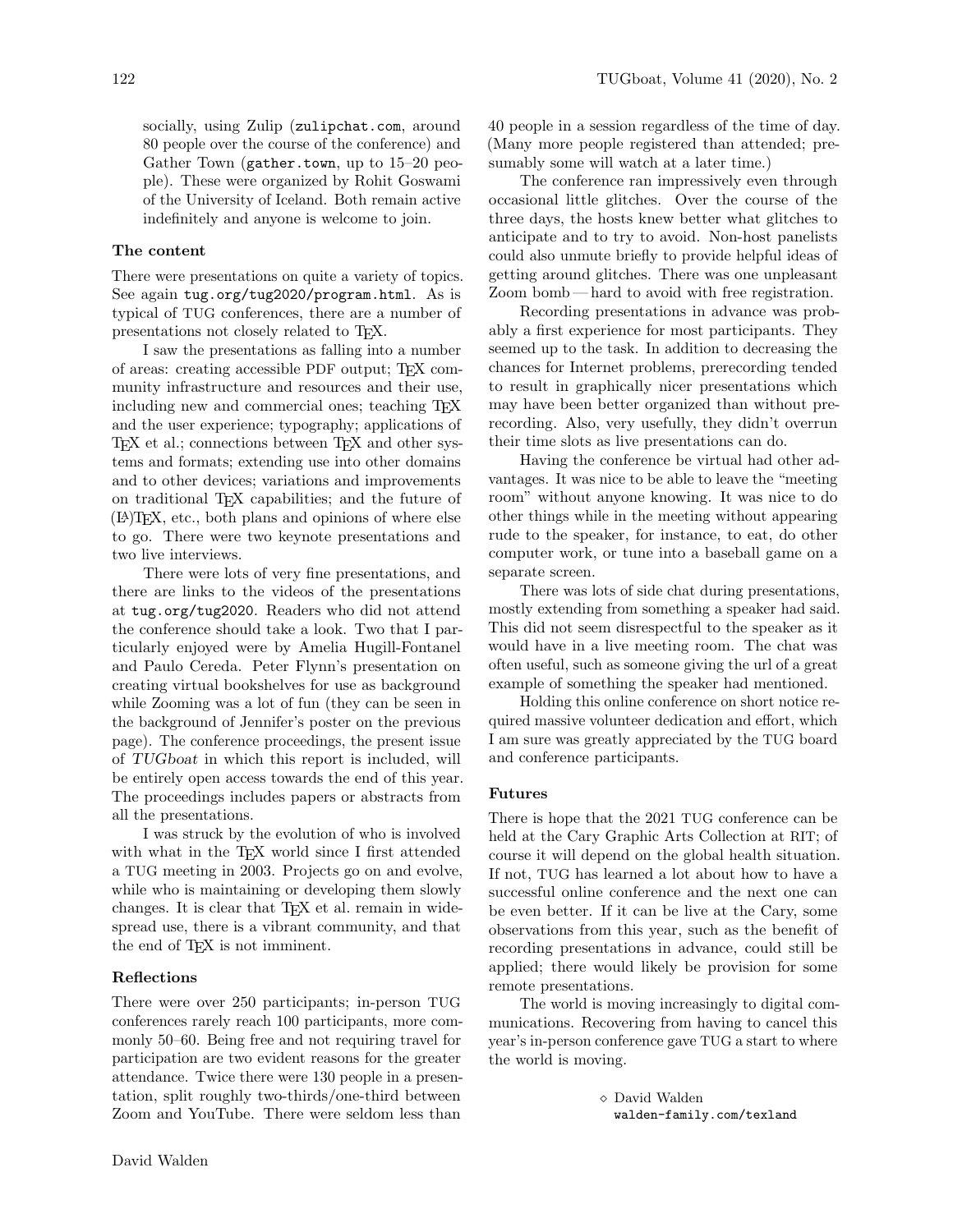socially, using Zulip (zulipchat.com, around 80 people over the course of the conference) and Gather Town (gather.town, up to 15–20 people). These were organized by Rohit Goswami of the University of Iceland. Both remain active indefinitely and anyone is welcome to join.

### The content

There were presentations on quite a variety of topics. See again tug.org/tug2020/program.html. As is typical of TUG conferences, there are a number of presentations not closely related to TeX.

I saw the presentations as falling into a number of areas: creating accessible PDF output; TeX community infrastructure and resources and their use, including new and commercial ones; teaching TeX and the user experience; typography; applications of TeX et al.; connections between TeX and other systems and formats; extending use into other domains and to other devices; variations and improvements on traditional TeX capabilities; and the future of (LA)TeX, etc., both plans and opinions of where else to go. There were two keynote presentations and two live interviews.

There were lots of very fine presentations, and there are links to the videos of the presentations at tug.org/tug2020. Readers who did not attend the conference should take a look. Two that I particularly enjoyed were by Amelia Hugill-Fontanel and Paulo Cereda. Peter Flynn's presentation on creating virtual bookshelves for use as background while Zooming was a lot of fun (they can be seen in the background of Jennifer's poster on the previous page). The conference proceedings, the present issue of *TUGboat* in which this report is included, will be entirely open access towards the end of this year. The proceedings includes papers or abstracts from all the presentations.

I was struck by the evolution of who is involved with what in the TeX world since I first attended a TUG meeting in 2003. Projects go on and evolve, while who is maintaining or developing them slowly changes. It is clear that TeX et al. remain in widespread use, there is a vibrant community, and that the end of TeX is not imminent.

### Reflections

There were over 250 participants; in-person TUG conferences rarely reach 100 participants, more commonly 50–60. Being free and not requiring travel for participation are two evident reasons for the greater attendance. Twice there were 130 people in a presentation, split roughly two-thirds/one-third between Zoom and YouTube. There were seldom less than 40 people in a session regardless of the time of day. (Many more people registered than attended; presumably some will watch at a later time.)

The conference ran impressively even through occasional little glitches. Over the course of the three days, the hosts knew better what glitches to anticipate and to try to avoid. Non-host panelists could also unmute briefly to provide helpful ideas of getting around glitches. There was one unpleasant Zoom bomb — hard to avoid with free registration.

Recording presentations in advance was probably a first experience for most participants. They seemed up to the task. In addition to decreasing the chances for Internet problems, prerecording tended to result in graphically nicer presentations which may have been better organized than without prerecording. Also, very usefully, they didn't overrun their time slots as live presentations can do.

Having the conference be virtual had other advantages. It was nice to be able to leave the "meeting room" without anyone knowing. It was nice to do other things while in the meeting without appearing rude to the speaker, for instance, to eat, do other computer work, or tune into a baseball game on a separate screen.

There was lots of side chat during presentations, mostly extending from something a speaker had said. This did not seem disrespectful to the speaker as it would have in a live meeting room. The chat was often useful, such as someone giving the url of a great example of something the speaker had mentioned.

Holding this online conference on short notice required massive volunteer dedication and effort, which I am sure was greatly appreciated by the TUG board and conference participants.

### Futures

There is hope that the 2021 TUG conference can be held at the Cary Graphic Arts Collection at RIT; of course it will depend on the global health situation. If not, TUG has learned a lot about how to have a successful online conference and the next one can be even better. If it can be live at the Cary, some observations from this year, such as the benefit of recording presentations in advance, could still be applied; there would likely be provision for some remote presentations.

The world is moving increasingly to digital communications. Recovering from having to cancel this year's in-person conference gave TUG a start to where the world is moving.

◇ David Walden
walden-family.com/texland